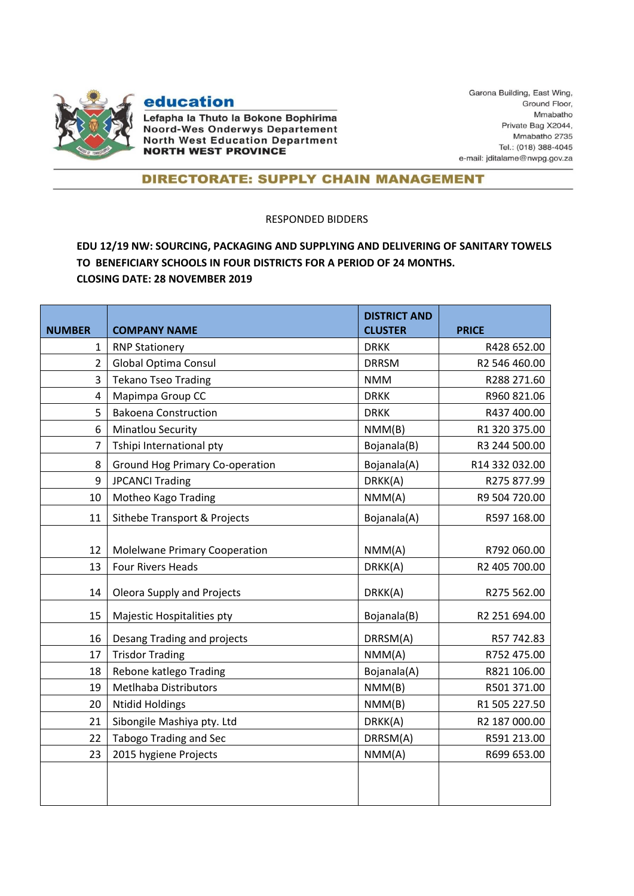**education**

Lefapha la Thuto la Bokone Bophirima
Noord-Wes Onderwys Departement
North West Education Department
**NORTH WEST PROVINCE**

Garona Building, East Wing,
Ground Floor,
Mmabatho
Private Bag X2044,
Mmabatho 2735
Tel.: (018) 388-4045
e-mail: jditalame@nwpg.gov.za

## DIRECTORATE: SUPPLY CHAIN MANAGEMENT

RESPONDED BIDDERS

**EDU 12/19 NW: SOURCING, PACKAGING AND SUPPLYING AND DELIVERING OF SANITARY TOWELS TO BENEFICIARY SCHOOLS IN FOUR DISTRICTS FOR A PERIOD OF 24 MONTHS.**
**CLOSING DATE: 28 NOVEMBER 2019**

| NUMBER | COMPANY NAME | DISTRICT AND CLUSTER | PRICE |
|---|---|---|---|
| 1 | RNP Stationery | DRKK | R428 652.00 |
| 2 | Global Optima Consul | DRRSM | R2 546 460.00 |
| 3 | Tekano Tseo Trading | NMM | R288 271.60 |
| 4 | Mapimpa Group CC | DRKK | R960 821.06 |
| 5 | Bakoena Construction | DRKK | R437 400.00 |
| 6 | Minatlou Security | NMM(B) | R1 320 375.00 |
| 7 | Tshipi International pty | Bojanala(B) | R3 244 500.00 |
| 8 | Ground Hog Primary Co-operation | Bojanala(A) | R14 332 032.00 |
| 9 | JPCANCI Trading | DRKK(A) | R275 877.99 |
| 10 | Motheo Kago Trading | NMM(A) | R9 504 720.00 |
| 11 | Sithebe Transport & Projects | Bojanala(A) | R597 168.00 |
| 12 | Molelwane Primary Cooperation | NMM(A) | R792 060.00 |
| 13 | Four Rivers Heads | DRKK(A) | R2 405 700.00 |
| 14 | Oleora Supply and Projects | DRKK(A) | R275 562.00 |
| 15 | Majestic Hospitalities pty | Bojanala(B) | R2 251 694.00 |
| 16 | Desang Trading and projects | DRRSM(A) | R57 742.83 |
| 17 | Trisdor Trading | NMM(A) | R752 475.00 |
| 18 | Rebone katlego Trading | Bojanala(A) | R821 106.00 |
| 19 | Metlhaba Distributors | NMM(B) | R501 371.00 |
| 20 | Ntidid Holdings | NMM(B) | R1 505 227.50 |
| 21 | Sibongile Mashiya pty. Ltd | DRKK(A) | R2 187 000.00 |
| 22 | Tabogo Trading and Sec | DRRSM(A) | R591 213.00 |
| 23 | 2015 hygiene Projects | NMM(A) | R699 653.00 |
| | | | |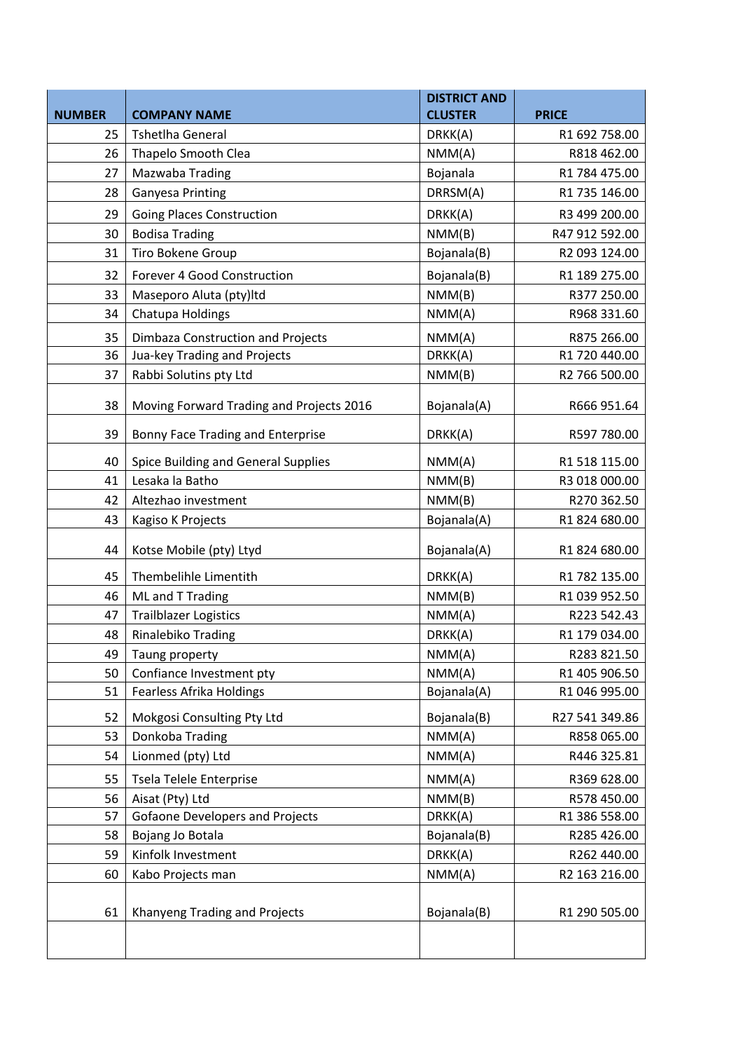| NUMBER | COMPANY NAME | DISTRICT AND CLUSTER | PRICE |
|---|---|---|---|
| 25 | Tshetlha General | DRKK(A) | R1 692 758.00 |
| 26 | Thapelo Smooth Clea | NMM(A) | R818 462.00 |
| 27 | Mazwaba Trading | Bojanala | R1 784 475.00 |
| 28 | Ganyesa Printing | DRRSM(A) | R1 735 146.00 |
| 29 | Going Places Construction | DRKK(A) | R3 499 200.00 |
| 30 | Bodisa Trading | NMM(B) | R47 912 592.00 |
| 31 | Tiro Bokene Group | Bojanala(B) | R2 093 124.00 |
| 32 | Forever 4 Good Construction | Bojanala(B) | R1 189 275.00 |
| 33 | Maseporo Aluta (pty)ltd | NMM(B) | R377 250.00 |
| 34 | Chatupa Holdings | NMM(A) | R968 331.60 |
| 35 | Dimbaza Construction and Projects | NMM(A) | R875 266.00 |
| 36 | Jua-key Trading and Projects | DRKK(A) | R1 720 440.00 |
| 37 | Rabbi Solutins pty Ltd | NMM(B) | R2 766 500.00 |
| 38 | Moving Forward Trading and Projects 2016 | Bojanala(A) | R666 951.64 |
| 39 | Bonny Face Trading and Enterprise | DRKK(A) | R597 780.00 |
| 40 | Spice Building and General Supplies | NMM(A) | R1 518 115.00 |
| 41 | Lesaka la Batho | NMM(B) | R3 018 000.00 |
| 42 | Altezhao investment | NMM(B) | R270 362.50 |
| 43 | Kagiso K Projects | Bojanala(A) | R1 824 680.00 |
| 44 | Kotse Mobile (pty) Ltyd | Bojanala(A) | R1 824 680.00 |
| 45 | Thembelihle Limentith | DRKK(A) | R1 782 135.00 |
| 46 | ML and T Trading | NMM(B) | R1 039 952.50 |
| 47 | Trailblazer Logistics | NMM(A) | R223 542.43 |
| 48 | Rinalebiko Trading | DRKK(A) | R1 179 034.00 |
| 49 | Taung property | NMM(A) | R283 821.50 |
| 50 | Confiance Investment pty | NMM(A) | R1 405 906.50 |
| 51 | Fearless Afrika Holdings | Bojanala(A) | R1 046 995.00 |
| 52 | Mokgosi Consulting Pty Ltd | Bojanala(B) | R27 541 349.86 |
| 53 | Donkoba Trading | NMM(A) | R858 065.00 |
| 54 | Lionmed (pty) Ltd | NMM(A) | R446 325.81 |
| 55 | Tsela Telele Enterprise | NMM(A) | R369 628.00 |
| 56 | Aisat (Pty) Ltd | NMM(B) | R578 450.00 |
| 57 | Gofaone Developers and Projects | DRKK(A) | R1 386 558.00 |
| 58 | Bojang Jo Botala | Bojanala(B) | R285 426.00 |
| 59 | Kinfolk Investment | DRKK(A) | R262 440.00 |
| 60 | Kabo Projects man | NMM(A) | R2 163 216.00 |
| 61 | Khanyeng Trading and Projects | Bojanala(B) | R1 290 505.00 |
| | | | |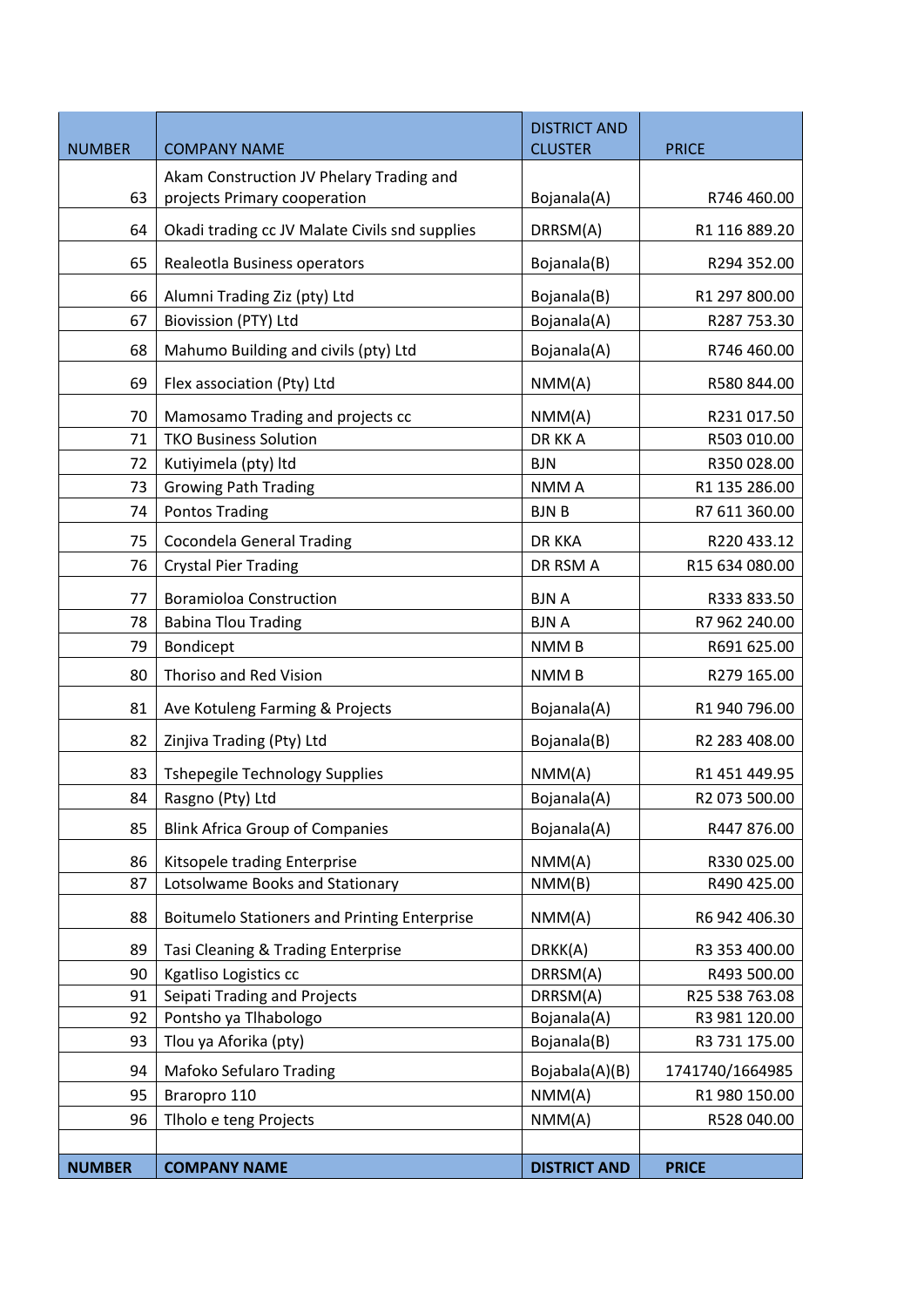| NUMBER | COMPANY NAME | DISTRICT AND CLUSTER | PRICE |
|---|---|---|---|
| 63 | Akam Construction JV Phelary Trading and projects Primary cooperation | Bojanala(A) | R746 460.00 |
| 64 | Okadi trading cc JV Malate Civils snd supplies | DRRSM(A) | R1 116 889.20 |
| 65 | Realeotla Business operators | Bojanala(B) | R294 352.00 |
| 66 | Alumni Trading Ziz (pty) Ltd | Bojanala(B) | R1 297 800.00 |
| 67 | Biovission (PTY) Ltd | Bojanala(A) | R287 753.30 |
| 68 | Mahumo Building and civils (pty) Ltd | Bojanala(A) | R746 460.00 |
| 69 | Flex association (Pty) Ltd | NMM(A) | R580 844.00 |
| 70 | Mamosamo Trading and projects cc | NMM(A) | R231 017.50 |
| 71 | TKO Business Solution | DR KK A | R503 010.00 |
| 72 | Kutiyimela (pty) ltd | BJN | R350 028.00 |
| 73 | Growing Path Trading | NMM A | R1 135 286.00 |
| 74 | Pontos Trading | BJN B | R7 611 360.00 |
| 75 | Cocondela General Trading | DR KKA | R220 433.12 |
| 76 | Crystal Pier Trading | DR RSM A | R15 634 080.00 |
| 77 | Boramioloa Construction | BJN A | R333 833.50 |
| 78 | Babina Tlou Trading | BJN A | R7 962 240.00 |
| 79 | Bondicept | NMM B | R691 625.00 |
| 80 | Thoriso and Red Vision | NMM B | R279 165.00 |
| 81 | Ave Kotuleng Farming & Projects | Bojanala(A) | R1 940 796.00 |
| 82 | Zinjiva Trading (Pty) Ltd | Bojanala(B) | R2 283 408.00 |
| 83 | Tshepegile Technology Supplies | NMM(A) | R1 451 449.95 |
| 84 | Rasgno (Pty) Ltd | Bojanala(A) | R2 073 500.00 |
| 85 | Blink Africa Group of Companies | Bojanala(A) | R447 876.00 |
| 86 | Kitsopele trading Enterprise | NMM(A) | R330 025.00 |
| 87 | Lotsolwame Books and Stationary | NMM(B) | R490 425.00 |
| 88 | Boitumelo Stationers and Printing Enterprise | NMM(A) | R6 942 406.30 |
| 89 | Tasi Cleaning & Trading Enterprise | DRKK(A) | R3 353 400.00 |
| 90 | Kgatliso Logistics cc | DRRSM(A) | R493 500.00 |
| 91 | Seipati Trading and Projects | DRRSM(A) | R25 538 763.08 |
| 92 | Pontsho ya Tlhabologo | Bojanala(A) | R3 981 120.00 |
| 93 | Tlou ya Aforika (pty) | Bojanala(B) | R3 731 175.00 |
| 94 | Mafoko Sefularo Trading | Bojabala(A)(B) | 1741740/1664985 |
| 95 | Brarapro 110 | NMM(A) | R1 980 150.00 |
| 96 | Tlholo e teng Projects | NMM(A) | R528 040.00 |
| | | | |
| **NUMBER** | **COMPANY NAME** | **DISTRICT AND** | **PRICE** |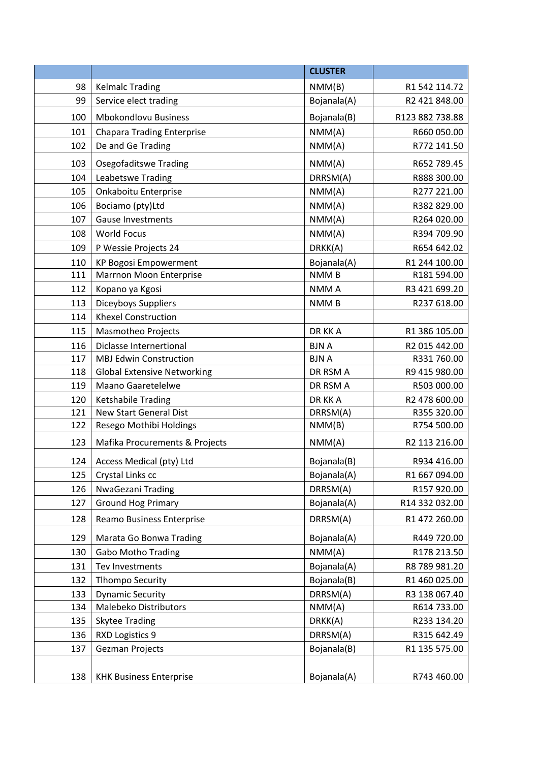| | | CLUSTER | |
|---|---|---|---|
| 98 | Kelmalc Trading | NMM(B) | R1 542 114.72 |
| 99 | Service elect trading | Bojanala(A) | R2 421 848.00 |
| 100 | Mbokondlovu Business | Bojanala(B) | R123 882 738.88 |
| 101 | Chapara Trading Enterprise | NMM(A) | R660 050.00 |
| 102 | De and Ge Trading | NMM(A) | R772 141.50 |
| 103 | Osegofaditswe Trading | NMM(A) | R652 789.45 |
| 104 | Leabetswe Trading | DRRSM(A) | R888 300.00 |
| 105 | Onkaboitu Enterprise | NMM(A) | R277 221.00 |
| 106 | Bociamo (pty)Ltd | NMM(A) | R382 829.00 |
| 107 | Gause Investments | NMM(A) | R264 020.00 |
| 108 | World Focus | NMM(A) | R394 709.90 |
| 109 | P Wessie Projects 24 | DRKK(A) | R654 642.02 |
| 110 | KP Bogosi Empowerment | Bojanala(A) | R1 244 100.00 |
| 111 | Marrnon Moon Enterprise | NMM B | R181 594.00 |
| 112 | Kopano ya Kgosi | NMM A | R3 421 699.20 |
| 113 | Diceyboys Suppliers | NMM B | R237 618.00 |
| 114 | Khexel Construction | | |
| 115 | Masmotheo Projects | DR KK A | R1 386 105.00 |
| 116 | Diclasse Internertional | BJN A | R2 015 442.00 |
| 117 | MBJ Edwin Construction | BJN A | R331 760.00 |
| 118 | Global Extensive Networking | DR RSM A | R9 415 980.00 |
| 119 | Maano Gaaretelelwe | DR RSM A | R503 000.00 |
| 120 | Ketshabile Trading | DR KK A | R2 478 600.00 |
| 121 | New Start General Dist | DRRSM(A) | R355 320.00 |
| 122 | Resego Mothibi Holdings | NMM(B) | R754 500.00 |
| 123 | Mafika Procurements & Projects | NMM(A) | R2 113 216.00 |
| 124 | Access Medical (pty) Ltd | Bojanala(B) | R934 416.00 |
| 125 | Crystal Links cc | Bojanala(A) | R1 667 094.00 |
| 126 | NwaGezani Trading | DRRSM(A) | R157 920.00 |
| 127 | Ground Hog Primary | Bojanala(A) | R14 332 032.00 |
| 128 | Reamo Business Enterprise | DRRSM(A) | R1 472 260.00 |
| 129 | Marata Go Bonwa Trading | Bojanala(A) | R449 720.00 |
| 130 | Gabo Motho Trading | NMM(A) | R178 213.50 |
| 131 | Tev Investments | Bojanala(A) | R8 789 981.20 |
| 132 | Tlhompo Security | Bojanala(B) | R1 460 025.00 |
| 133 | Dynamic Security | DRRSM(A) | R3 138 067.40 |
| 134 | Malebeko Distributors | NMM(A) | R614 733.00 |
| 135 | Skytee Trading | DRKK(A) | R233 134.20 |
| 136 | RXD Logistics 9 | DRRSM(A) | R315 642.49 |
| 137 | Gezman Projects | Bojanala(B) | R1 135 575.00 |
| 138 | KHK Business Enterprise | Bojanala(A) | R743 460.00 |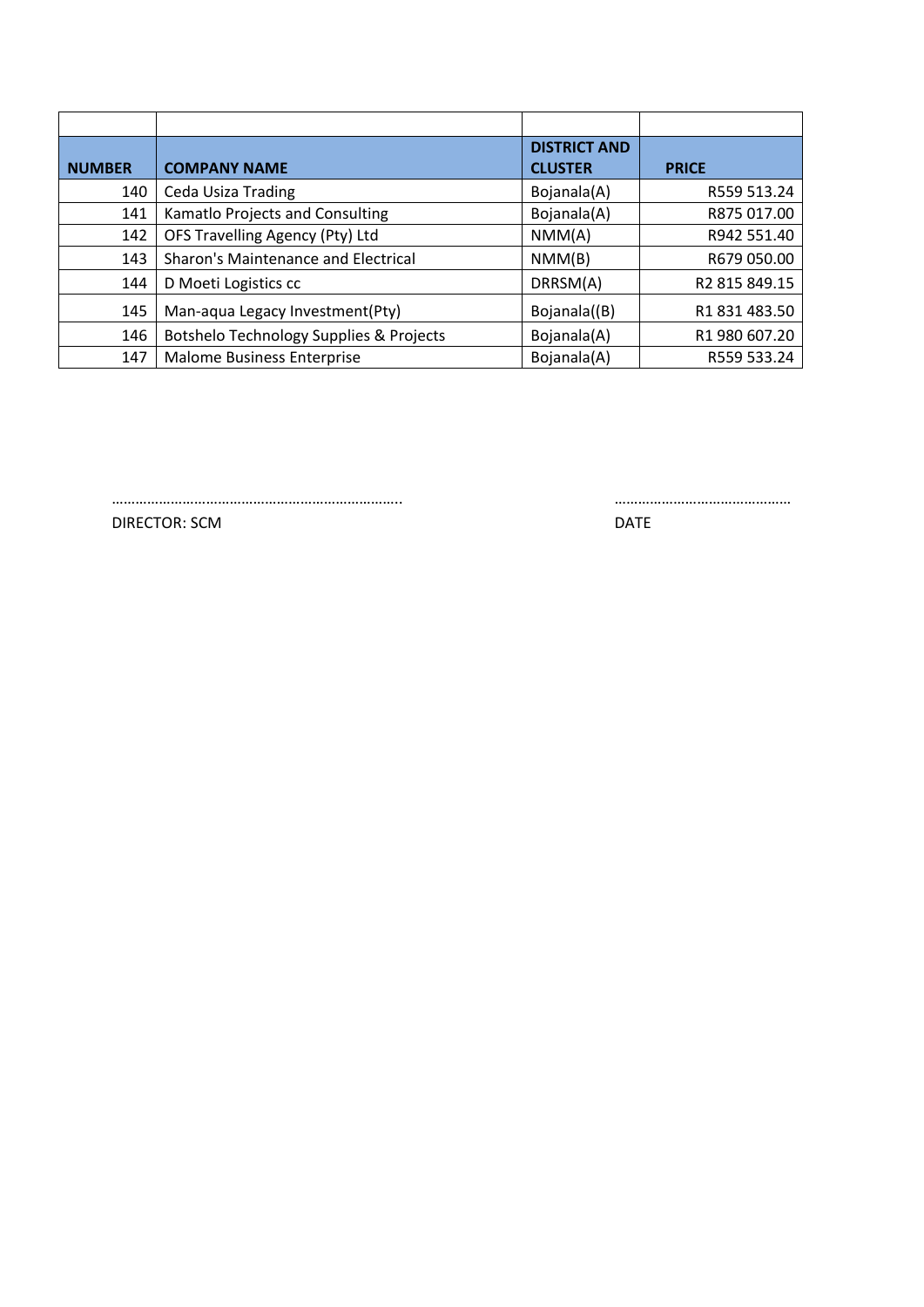| NUMBER | COMPANY NAME | DISTRICT AND CLUSTER | PRICE |
|---|---|---|---|
| 140 | Ceda Usiza Trading | Bojanala(A) | R559 513.24 |
| 141 | Kamatlo Projects and Consulting | Bojanala(A) | R875 017.00 |
| 142 | OFS Travelling Agency (Pty) Ltd | NMM(A) | R942 551.40 |
| 143 | Sharon's Maintenance and Electrical | NMM(B) | R679 050.00 |
| 144 | D Moeti Logistics cc | DRRSM(A) | R2 815 849.15 |
| 145 | Man-aqua Legacy Investment(Pty) | Bojanala((B) | R1 831 483.50 |
| 146 | Botshelo Technology Supplies & Projects | Bojanala(A) | R1 980 607.20 |
| 147 | Malome Business Enterprise | Bojanala(A) | R559 533.24 |

……………………………………………………………….. 
DIRECTOR: SCM

………………………………………
DATE